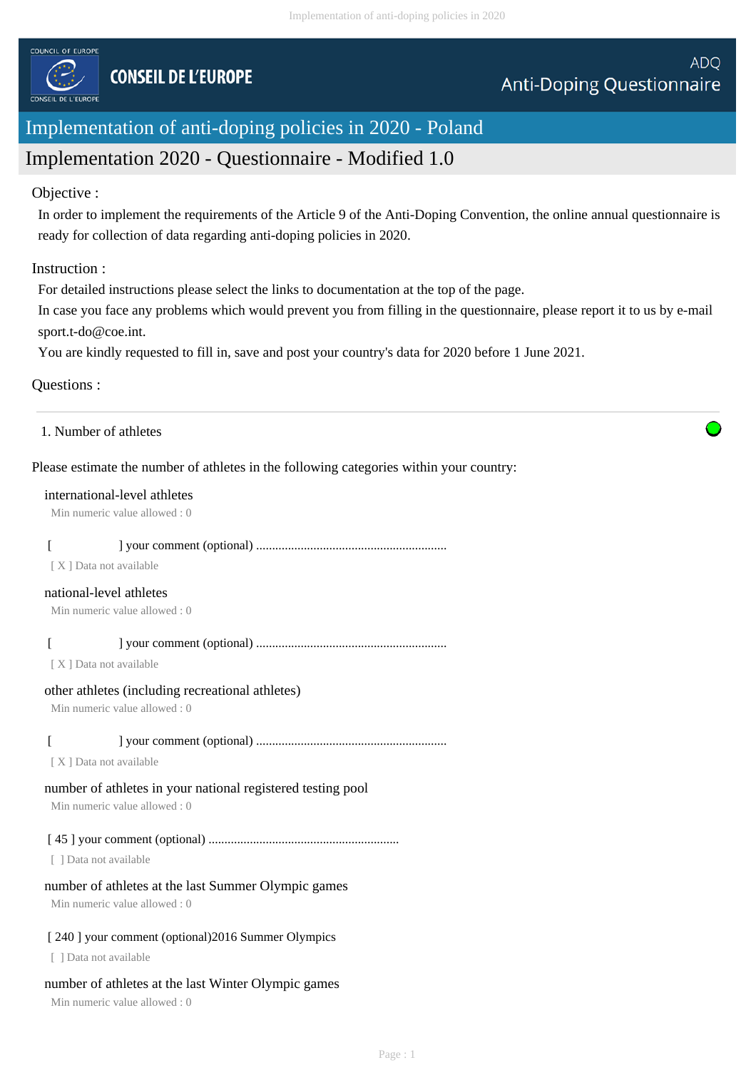COUNCIL OF EUROPE

CONSEIL DE L'EUROPE

ADQ
Anti-Doping Questionnaire

# Implementation of anti-doping policies in 2020 - Poland

## Implementation 2020 - Questionnaire - Modified 1.0

Objective :

In order to implement the requirements of the Article 9 of the Anti-Doping Convention, the online annual questionnaire is ready for collection of data regarding anti-doping policies in 2020.

Instruction :

For detailed instructions please select the links to documentation at the top of the page.
In case you face any problems which would prevent you from filling in the questionnaire, please report it to us by e-mail sport.t-do@coe.int.
You are kindly requested to fill in, save and post your country's data for 2020 before 1 June 2021.

Questions :

---

1. Number of athletes

Please estimate the number of athletes in the following categories within your country:

international-level athletes
Min numeric value allowed : 0

[ ] your comment (optional) ..........................................................
[ X ] Data not available

national-level athletes
Min numeric value allowed : 0

[ ] your comment (optional) ..........................................................
[ X ] Data not available

other athletes (including recreational athletes)
Min numeric value allowed : 0

[ ] your comment (optional) ..........................................................
[ X ] Data not available

number of athletes in your national registered testing pool
Min numeric value allowed : 0

[ 45 ] your comment (optional) ..........................................................
[ ] Data not available

number of athletes at the last Summer Olympic games
Min numeric value allowed : 0

[ 240 ] your comment (optional)2016 Summer Olympics
[ ] Data not available

number of athletes at the last Winter Olympic games
Min numeric value allowed : 0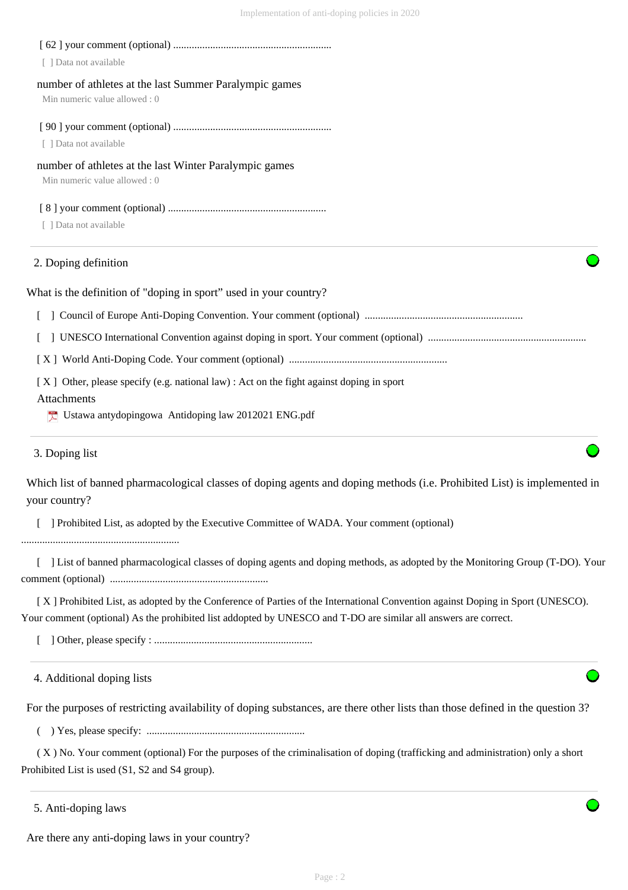[ 62 ] your comment (optional) ............................................................

[ ] Data not available

number of athletes at the last Summer Paralympic games

Min numeric value allowed : 0

[ 90 ] your comment (optional) ............................................................

[ ] Data not available

number of athletes at the last Winter Paralympic games

Min numeric value allowed : 0

[ 8 ] your comment (optional) ............................................................

[ ] Data not available

## 2. Doping definition

What is the definition of "doping in sport" used in your country?

[ ] Council of Europe Anti-Doping Convention. Your comment (optional) ............................................................

[ ] UNESCO International Convention against doping in sport. Your comment (optional) ............................................................

[ X ] World Anti-Doping Code. Your comment (optional) ............................................................

[ X ] Other, please specify (e.g. national law) : Act on the fight against doping in sport

Attachments

Ustawa antydopingowa Antidoping law 2012021 ENG.pdf

## 3. Doping list

Which list of banned pharmacological classes of doping agents and doping methods (i.e. Prohibited List) is implemented in your country?

[ ] Prohibited List, as adopted by the Executive Committee of WADA. Your comment (optional) ............................................................

[ ] List of banned pharmacological classes of doping agents and doping methods, as adopted by the Monitoring Group (T-DO). Your comment (optional) ............................................................

[ X ] Prohibited List, as adopted by the Conference of Parties of the International Convention against Doping in Sport (UNESCO). Your comment (optional) As the prohibited list addopted by UNESCO and T-DO are similar all answers are correct.

[ ] Other, please specify : ............................................................

## 4. Additional doping lists

For the purposes of restricting availability of doping substances, are there other lists than those defined in the question 3?

( ) Yes, please specify: ............................................................

( X ) No. Your comment (optional) For the purposes of the criminalisation of doping (trafficking and administration) only a short Prohibited List is used (S1, S2 and S4 group).

## 5. Anti-doping laws

Are there any anti-doping laws in your country?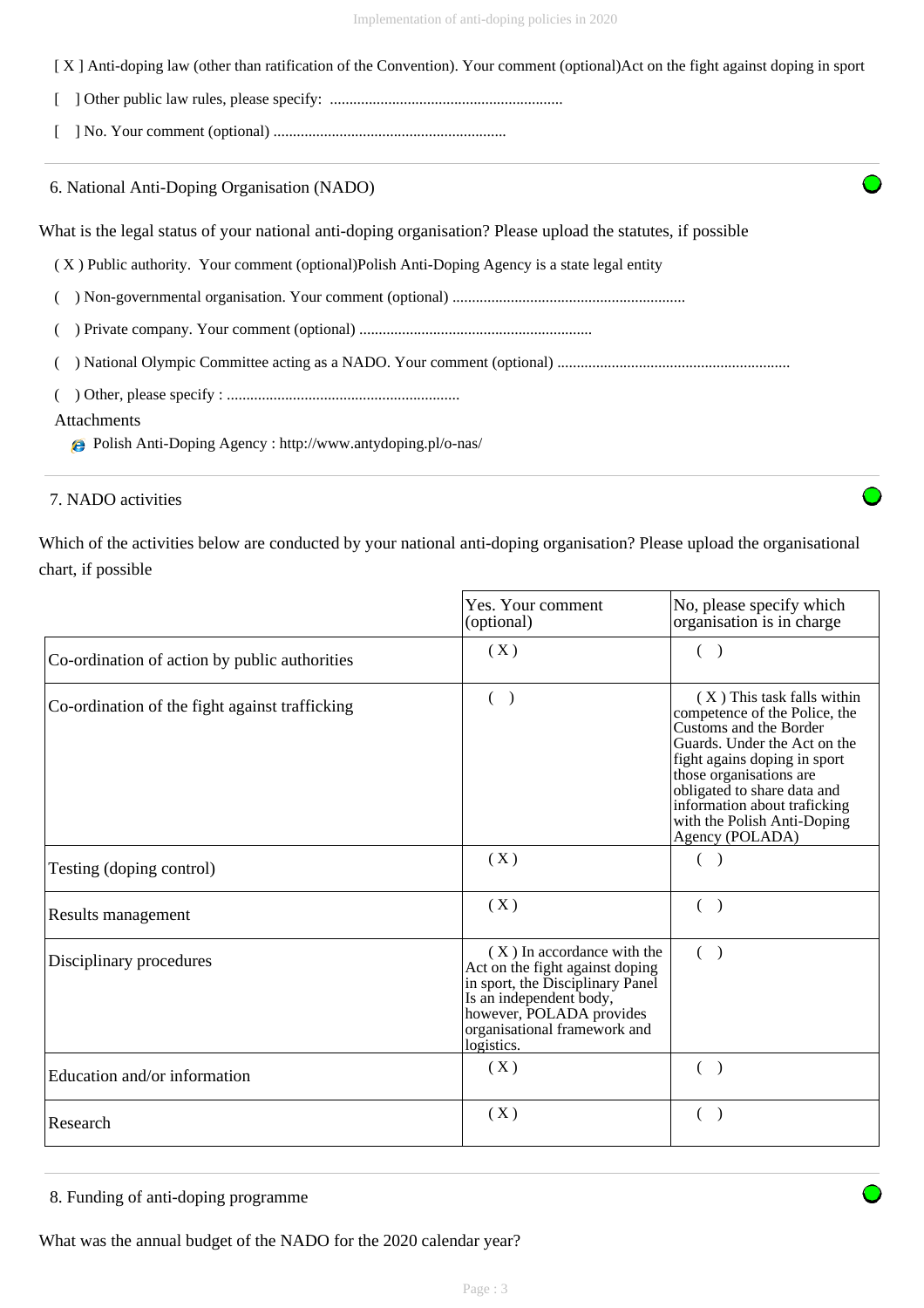[ X ] Anti-doping law (other than ratification of the Convention). Your comment (optional)Act on the fight against doping in sport

[ ] Other public law rules, please specify: ............................................................

[ ] No. Your comment (optional) ............................................................

## 6. National Anti-Doping Organisation (NADO)

What is the legal status of your national anti-doping organisation? Please upload the statutes, if possible

( X ) Public authority. Your comment (optional)Polish Anti-Doping Agency is a state legal entity

( ) Non-governmental organisation. Your comment (optional) ............................................................

( ) Private company. Your comment (optional) ............................................................

( ) National Olympic Committee acting as a NADO. Your comment (optional) ............................................................

( ) Other, please specify : ............................................................

Attachments

- Polish Anti-Doping Agency : http://www.antydoping.pl/o-nas/

## 7. NADO activities

Which of the activities below are conducted by your national anti-doping organisation? Please upload the organisational chart, if possible

| | Yes. Your comment (optional) | No, please specify which organisation is in charge |
|---|---|---|
| Co-ordination of action by public authorities | ( X ) | ( ) |
| Co-ordination of the fight against trafficking | ( ) | ( X ) This task falls within competence of the Police, the Customs and the Border Guards. Under the Act on the fight agains doping in sport those organisations are obligated to share data and information about traficking with the Polish Anti-Doping Agency (POLADA) |
| Testing (doping control) | ( X ) | ( ) |
| Results management | ( X ) | ( ) |
| Disciplinary procedures | ( X ) In accordance with the Act on the fight against doping in sport, the Disciplinary Panel Is an independent body, however, POLADA provides organisational framework and logistics. | ( ) |
| Education and/or information | ( X ) | ( ) |
| Research | ( X ) | ( ) |

## 8. Funding of anti-doping programme

What was the annual budget of the NADO for the 2020 calendar year?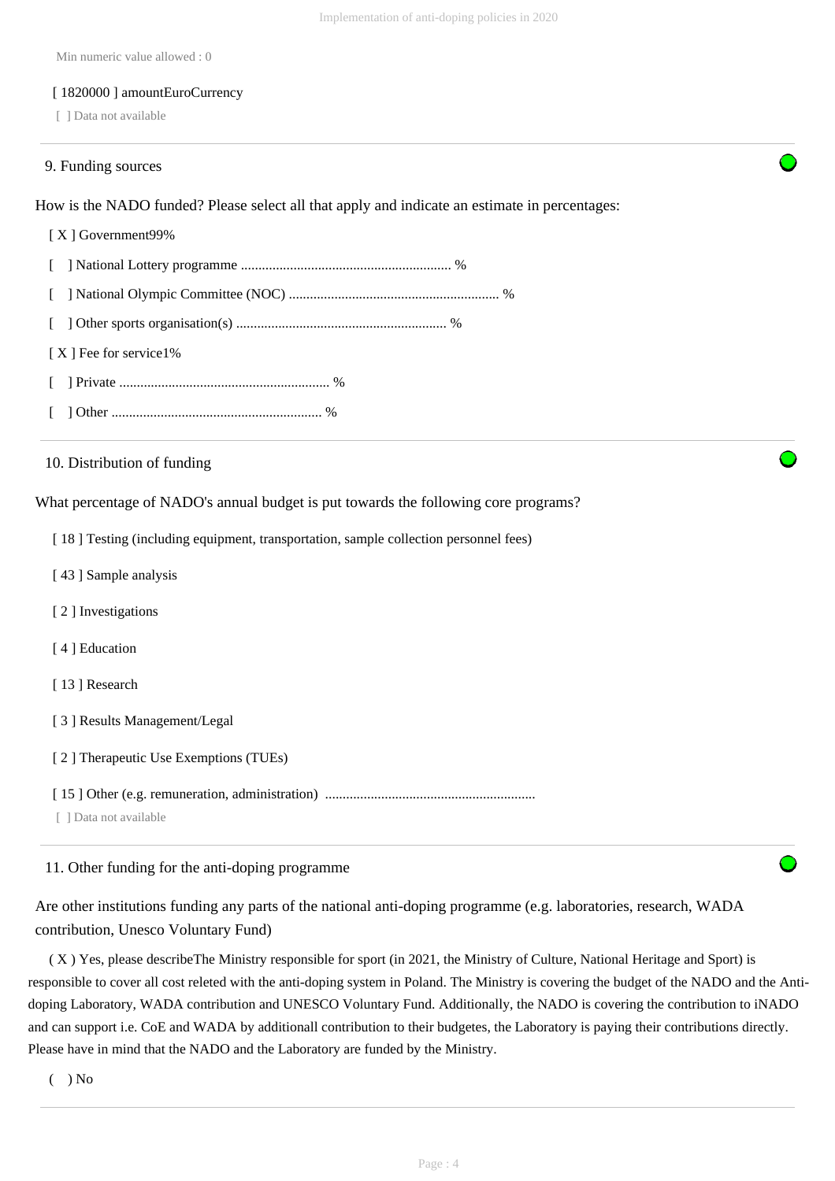Min numeric value allowed : 0

[ 1820000 ] amountEuroCurrency

[ ] Data not available

9. Funding sources

How is the NADO funded? Please select all that apply and indicate an estimate in percentages:

[ X ] Government99%

[ ] National Lottery programme ........................................................... %

[ ] National Olympic Committee (NOC) ........................................................... %

[ ] Other sports organisation(s) ........................................................... %

[ X ] Fee for service1%

[ ] Private ........................................................... %

[ ] Other ........................................................... %

10. Distribution of funding

What percentage of NADO's annual budget is put towards the following core programs?

[ 18 ] Testing (including equipment, transportation, sample collection personnel fees)

[ 43 ] Sample analysis

[ 2 ] Investigations

[ 4 ] Education

[ 13 ] Research

[ 3 ] Results Management/Legal

[ 2 ] Therapeutic Use Exemptions (TUEs)

[ 15 ] Other (e.g. remuneration, administration) ...........................................................

[ ] Data not available

11. Other funding for the anti-doping programme

Are other institutions funding any parts of the national anti-doping programme (e.g. laboratories, research, WADA contribution, Unesco Voluntary Fund)

( X ) Yes, please describeThe Ministry responsible for sport (in 2021, the Ministry of Culture, National Heritage and Sport) is responsible to cover all cost releted with the anti-doping system in Poland. The Ministry is covering the budget of the NADO and the Anti-doping Laboratory, WADA contribution and UNESCO Voluntary Fund. Additionally, the NADO is covering the contribution to iNADO and can support i.e. CoE and WADA by additionall contribution to their budgetes, the Laboratory is paying their contributions directly. Please have in mind that the NADO and the Laboratory are funded by the Ministry.

( ) No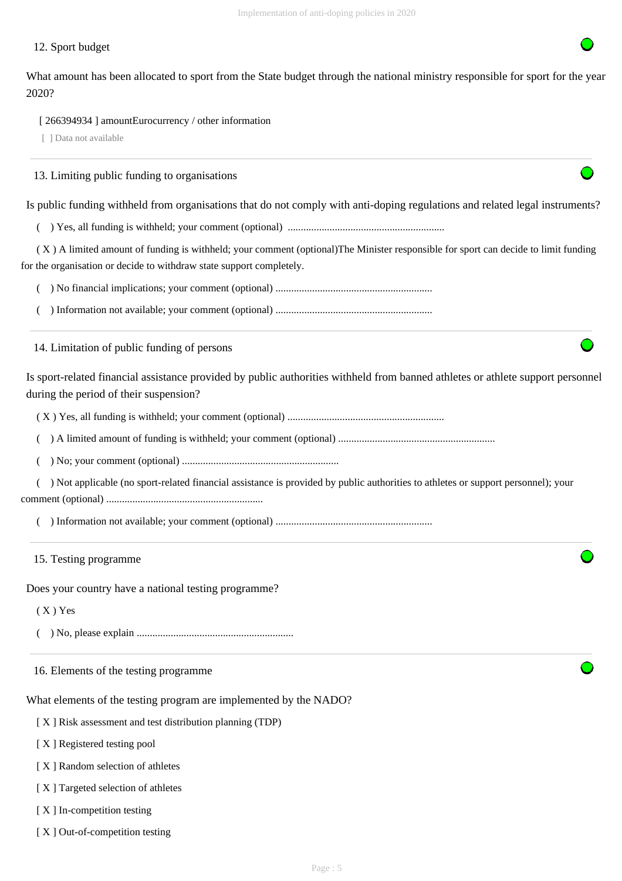## 12. Sport budget

What amount has been allocated to sport from the State budget through the national ministry responsible for sport for the year 2020?

[ 266394934 ] amountEurocurrency / other information

[ ] Data not available

## 13. Limiting public funding to organisations

Is public funding withheld from organisations that do not comply with anti-doping regulations and related legal instruments?

( ) Yes, all funding is withheld; your comment (optional) ............................................................

( X ) A limited amount of funding is withheld; your comment (optional)The Minister responsible for sport can decide to limit funding for the organisation or decide to withdraw state support completely.

( ) No financial implications; your comment (optional) ............................................................

( ) Information not available; your comment (optional) ............................................................

## 14. Limitation of public funding of persons

Is sport-related financial assistance provided by public authorities withheld from banned athletes or athlete support personnel during the period of their suspension?

( X ) Yes, all funding is withheld; your comment (optional) ............................................................

( ) A limited amount of funding is withheld; your comment (optional) ............................................................

( ) No; your comment (optional) ............................................................

( ) Not applicable (no sport-related financial assistance is provided by public authorities to athletes or support personnel); your comment (optional) ............................................................

( ) Information not available; your comment (optional) ............................................................

## 15. Testing programme

Does your country have a national testing programme?

( X ) Yes

( ) No, please explain ............................................................

## 16. Elements of the testing programme

What elements of the testing program are implemented by the NADO?

[ X ] Risk assessment and test distribution planning (TDP)

[ X ] Registered testing pool

[ X ] Random selection of athletes

[ X ] Targeted selection of athletes

[ X ] In-competition testing

[ X ] Out-of-competition testing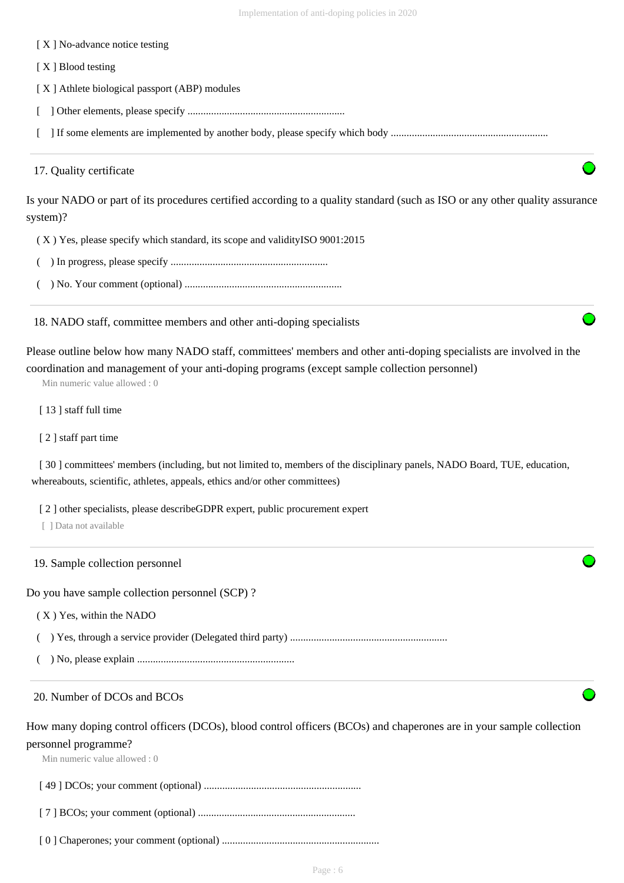[ X ] No-advance notice testing

[ X ] Blood testing

[ X ] Athlete biological passport (ABP) modules

[ ] Other elements, please specify ............................................................

[ ] If some elements are implemented by another body, please specify which body ............................................................

---

17. Quality certificate

Is your NADO or part of its procedures certified according to a quality standard (such as ISO or any other quality assurance system)?

( X ) Yes, please specify which standard, its scope and validityISO 9001:2015

( ) In progress, please specify ............................................................

( ) No. Your comment (optional) ............................................................

---

18. NADO staff, committee members and other anti-doping specialists

Please outline below how many NADO staff, committees' members and other anti-doping specialists are involved in the coordination and management of your anti-doping programs (except sample collection personnel)

Min numeric value allowed : 0

[ 13 ] staff full time

[ 2 ] staff part time

[ 30 ] committees' members (including, but not limited to, members of the disciplinary panels, NADO Board, TUE, education, whereabouts, scientific, athletes, appeals, ethics and/or other committees)

[ 2 ] other specialists, please describeGDPR expert, public procurement expert

[ ] Data not available

---

19. Sample collection personnel

Do you have sample collection personnel (SCP) ?

( X ) Yes, within the NADO

( ) Yes, through a service provider (Delegated third party) ............................................................

( ) No, please explain ............................................................

---

20. Number of DCOs and BCOs

How many doping control officers (DCOs), blood control officers (BCOs) and chaperones are in your sample collection personnel programme?

Min numeric value allowed : 0

[ 49 ] DCOs; your comment (optional) ............................................................

[ 7 ] BCOs; your comment (optional) ............................................................

[ 0 ] Chaperones; your comment (optional) ............................................................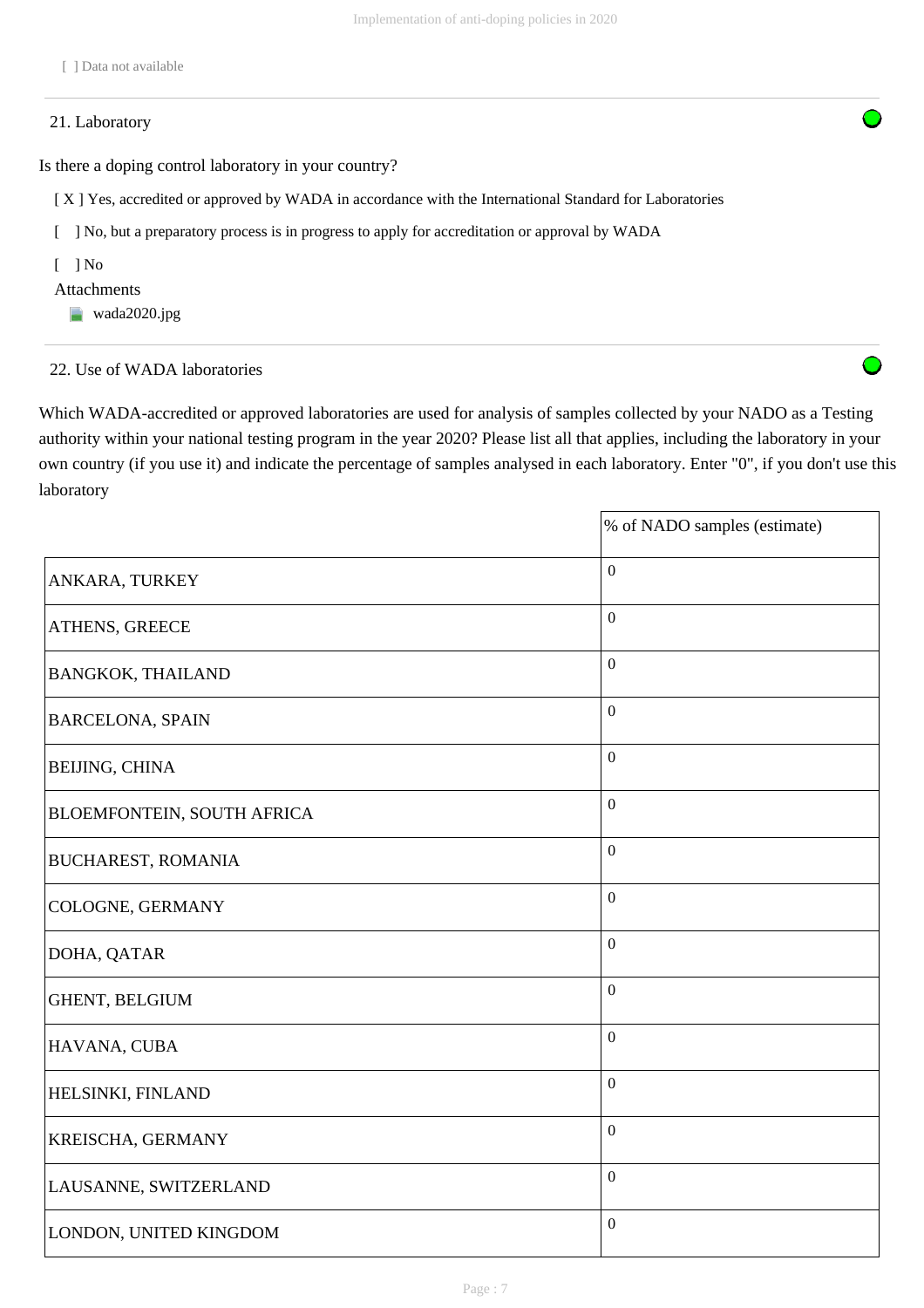[ ] Data not available

## 21. Laboratory

Is there a doping control laboratory in your country?

[ X ] Yes, accredited or approved by WADA in accordance with the International Standard for Laboratories

[ ] No, but a preparatory process is in progress to apply for accreditation or approval by WADA

[ ] No

Attachments

- wada2020.jpg

## 22. Use of WADA laboratories

Which WADA-accredited or approved laboratories are used for analysis of samples collected by your NADO as a Testing authority within your national testing program in the year 2020? Please list all that applies, including the laboratory in your own country (if you use it) and indicate the percentage of samples analysed in each laboratory. Enter "0", if you don't use this laboratory

| | % of NADO samples (estimate) |
|---|---|
| ANKARA, TURKEY | 0 |
| ATHENS, GREECE | 0 |
| BANGKOK, THAILAND | 0 |
| BARCELONA, SPAIN | 0 |
| BEIJING, CHINA | 0 |
| BLOEMFONTEIN, SOUTH AFRICA | 0 |
| BUCHAREST, ROMANIA | 0 |
| COLOGNE, GERMANY | 0 |
| DOHA, QATAR | 0 |
| GHENT, BELGIUM | 0 |
| HAVANA, CUBA | 0 |
| HELSINKI, FINLAND | 0 |
| KREISCHA, GERMANY | 0 |
| LAUSANNE, SWITZERLAND | 0 |
| LONDON, UNITED KINGDOM | 0 |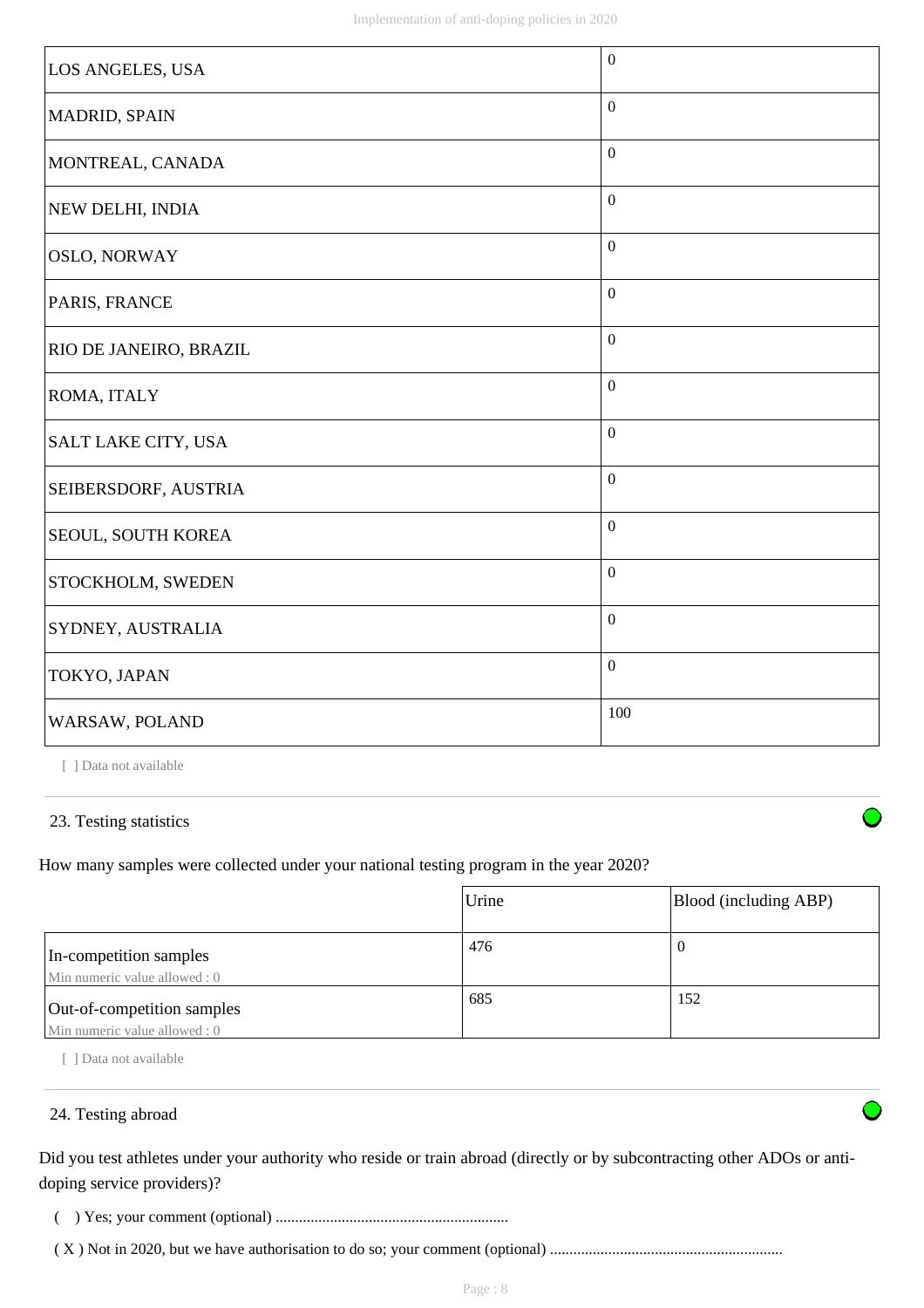| | |
|---|---|
| LOS ANGELES, USA | 0 |
| MADRID, SPAIN | 0 |
| MONTREAL, CANADA | 0 |
| NEW DELHI, INDIA | 0 |
| OSLO, NORWAY | 0 |
| PARIS, FRANCE | 0 |
| RIO DE JANEIRO, BRAZIL | 0 |
| ROMA, ITALY | 0 |
| SALT LAKE CITY, USA | 0 |
| SEIBERSDORF, AUSTRIA | 0 |
| SEOUL, SOUTH KOREA | 0 |
| STOCKHOLM, SWEDEN | 0 |
| SYDNEY, AUSTRALIA | 0 |
| TOKYO, JAPAN | 0 |
| WARSAW, POLAND | 100 |

[ ] Data not available

## 23. Testing statistics

How many samples were collected under your national testing program in the year 2020?

| | Urine | Blood (including ABP) |
|---|---|---|
| In-competition samples<br>Min numeric value allowed : 0 | 476 | 0 |
| Out-of-competition samples<br>Min numeric value allowed : 0 | 685 | 152 |

[ ] Data not available

## 24. Testing abroad

Did you test athletes under your authority who reside or train abroad (directly or by subcontracting other ADOs or anti-doping service providers)?

( ) Yes; your comment (optional) ...........................................................

( X ) Not in 2020, but we have authorisation to do so; your comment (optional) ...........................................................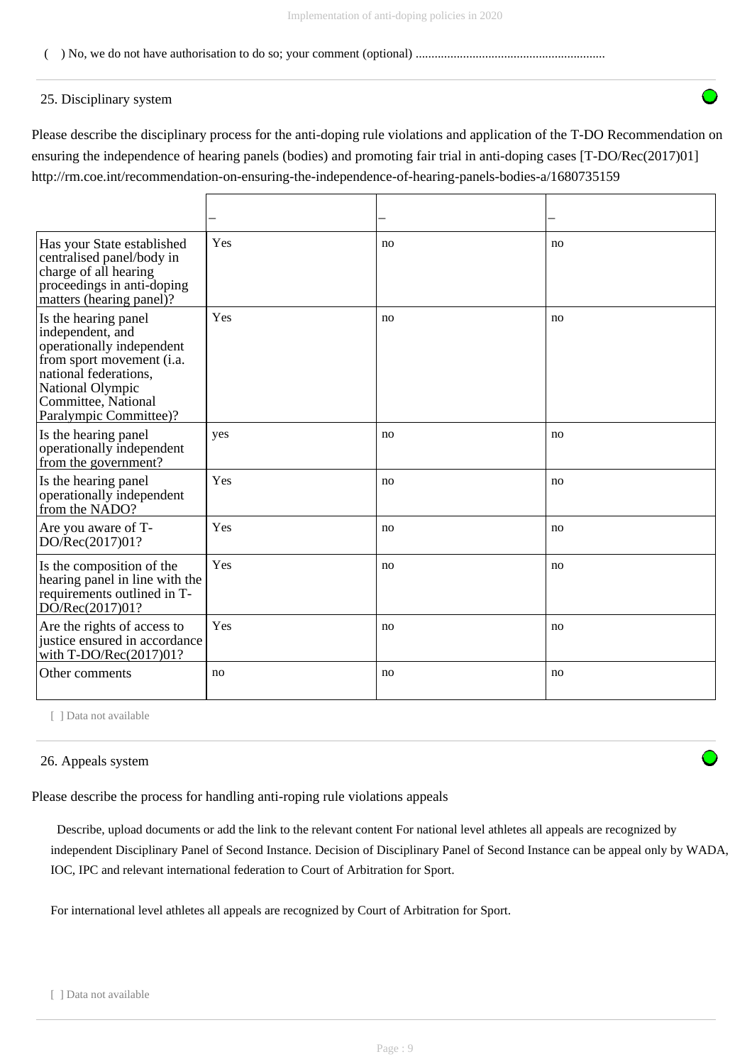( ) No, we do not have authorisation to do so; your comment (optional) ............................................................

25. Disciplinary system

Please describe the disciplinary process for the anti-doping rule violations and application of the T-DO Recommendation on ensuring the independence of hearing panels (bodies) and promoting fair trial in anti-doping cases [T-DO/Rec(2017)01] http://rm.coe.int/recommendation-on-ensuring-the-independence-of-hearing-panels-bodies-a/1680735159

| | – | – | – |
|---|---|---|---|
| Has your State established centralised panel/body in charge of all hearing proceedings in anti-doping matters (hearing panel)? | Yes | no | no |
| Is the hearing panel independent, and operationally independent from sport movement (i.a. national federations, National Olympic Committee, National Paralympic Committee)? | Yes | no | no |
| Is the hearing panel operationally independent from the government? | yes | no | no |
| Is the hearing panel operationally independent from the NADO? | Yes | no | no |
| Are you aware of T-DO/Rec(2017)01? | Yes | no | no |
| Is the composition of the hearing panel in line with the requirements outlined in T-DO/Rec(2017)01? | Yes | no | no |
| Are the rights of access to justice ensured in accordance with T-DO/Rec(2017)01? | Yes | no | no |
| Other comments | no | no | no |

[ ] Data not available

26. Appeals system

Please describe the process for handling anti-roping rule violations appeals

Describe, upload documents or add the link to the relevant content For national level athletes all appeals are recognized by independent Disciplinary Panel of Second Instance. Decision of Disciplinary Panel of Second Instance can be appeal only by WADA, IOC, IPC and relevant international federation to Court of Arbitration for Sport.

For international level athletes all appeals are recognized by Court of Arbitration for Sport.

[ ] Data not available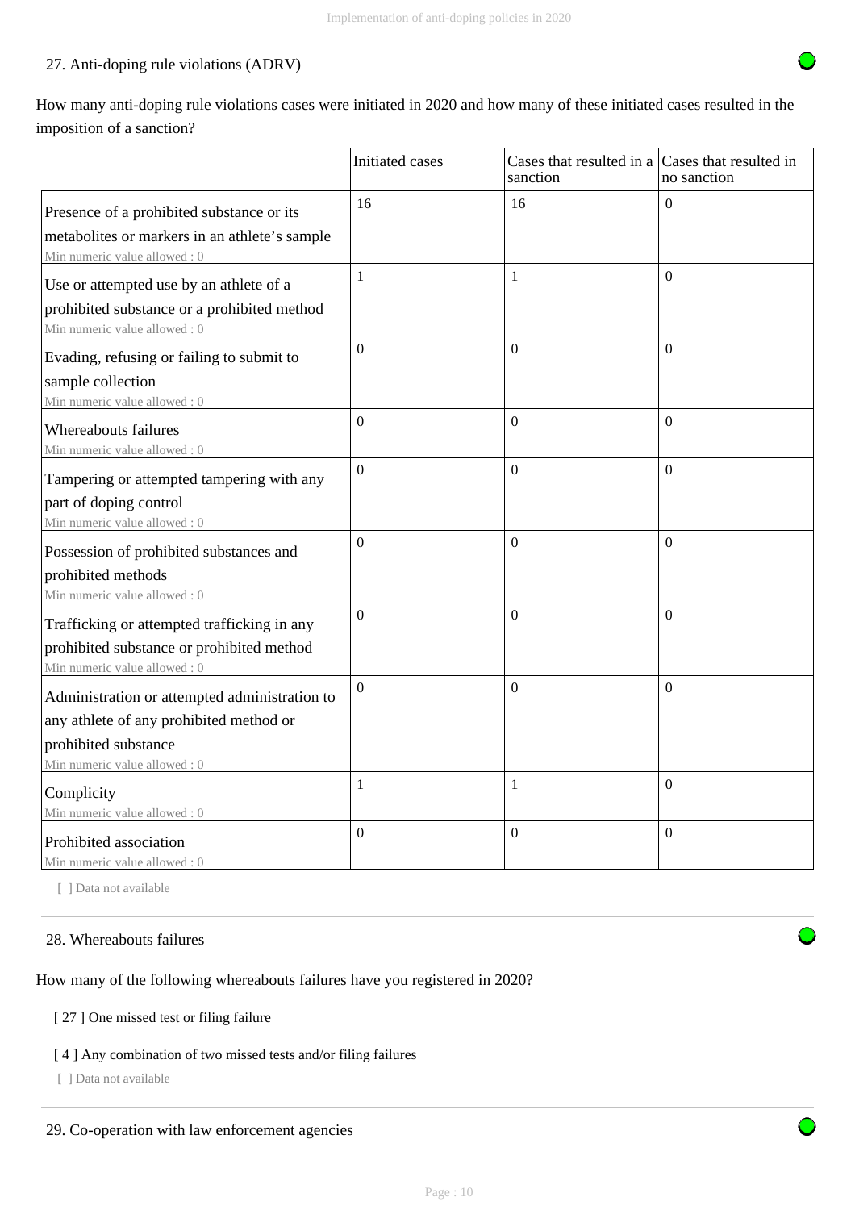### 27. Anti-doping rule violations (ADRV)

How many anti-doping rule violations cases were initiated in 2020 and how many of these initiated cases resulted in the imposition of a sanction?

| | Initiated cases | Cases that resulted in a sanction | Cases that resulted in no sanction |
|---|---|---|---|
| Presence of a prohibited substance or its metabolites or markers in an athlete's sample<br>Min numeric value allowed : 0 | 16 | 16 | 0 |
| Use or attempted use by an athlete of a prohibited substance or a prohibited method<br>Min numeric value allowed : 0 | 1 | 1 | 0 |
| Evading, refusing or failing to submit to sample collection<br>Min numeric value allowed : 0 | 0 | 0 | 0 |
| Whereabouts failures<br>Min numeric value allowed : 0 | 0 | 0 | 0 |
| Tampering or attempted tampering with any part of doping control<br>Min numeric value allowed : 0 | 0 | 0 | 0 |
| Possession of prohibited substances and prohibited methods<br>Min numeric value allowed : 0 | 0 | 0 | 0 |
| Trafficking or attempted trafficking in any prohibited substance or prohibited method<br>Min numeric value allowed : 0 | 0 | 0 | 0 |
| Administration or attempted administration to any athlete of any prohibited method or prohibited substance<br>Min numeric value allowed : 0 | 0 | 0 | 0 |
| Complicity<br>Min numeric value allowed : 0 | 1 | 1 | 0 |
| Prohibited association<br>Min numeric value allowed : 0 | 0 | 0 | 0 |

[ ] Data not available

### 28. Whereabouts failures

How many of the following whereabouts failures have you registered in 2020?

[ 27 ] One missed test or filing failure

[ 4 ] Any combination of two missed tests and/or filing failures

[ ] Data not available

### 29. Co-operation with law enforcement agencies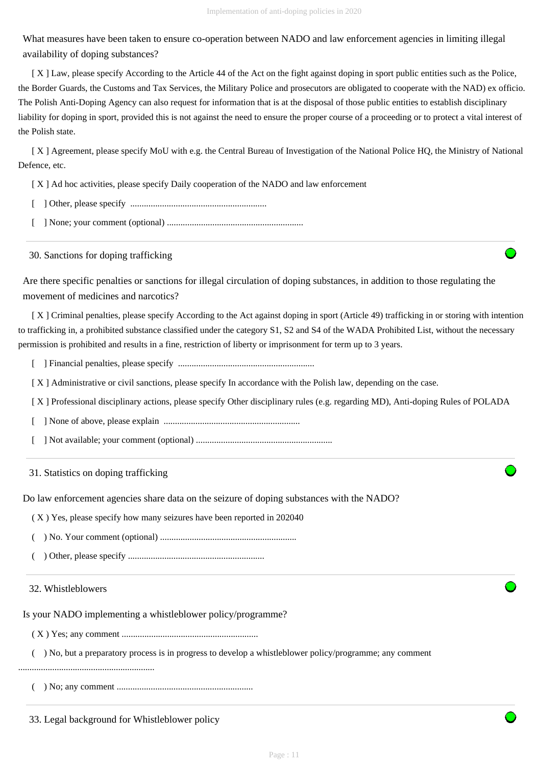What measures have been taken to ensure co-operation between NADO and law enforcement agencies in limiting illegal availability of doping substances?

[ X ] Law, please specify According to the Article 44 of the Act on the fight against doping in sport public entities such as the Police, the Border Guards, the Customs and Tax Services, the Military Police and prosecutors are obligated to cooperate with the NAD) ex officio. The Polish Anti-Doping Agency can also request for information that is at the disposal of those public entities to establish disciplinary liability for doping in sport, provided this is not against the need to ensure the proper course of a proceeding or to protect a vital interest of the Polish state.

[ X ] Agreement, please specify MoU with e.g. the Central Bureau of Investigation of the National Police HQ, the Ministry of National Defence, etc.

[ X ] Ad hoc activities, please specify Daily cooperation of the NADO and law enforcement

[ ] Other, please specify ............................................................

[ ] None; your comment (optional) ............................................................

## 30. Sanctions for doping trafficking

Are there specific penalties or sanctions for illegal circulation of doping substances, in addition to those regulating the movement of medicines and narcotics?

[ X ] Criminal penalties, please specify According to the Act against doping in sport (Article 49) trafficking in or storing with intention to trafficking in, a prohibited substance classified under the category S1, S2 and S4 of the WADA Prohibited List, without the necessary permission is prohibited and results in a fine, restriction of liberty or imprisonment for term up to 3 years.

[ ] Financial penalties, please specify ............................................................

[ X ] Administrative or civil sanctions, please specify In accordance with the Polish law, depending on the case.

[ X ] Professional disciplinary actions, please specify Other disciplinary rules (e.g. regarding MD), Anti-doping Rules of POLADA

[ ] None of above, please explain ............................................................

[ ] Not available; your comment (optional) ............................................................

## 31. Statistics on doping trafficking

Do law enforcement agencies share data on the seizure of doping substances with the NADO?

( X ) Yes, please specify how many seizures have been reported in 202040

( ) No. Your comment (optional) ............................................................

( ) Other, please specify ............................................................

## 32. Whistleblowers

Is your NADO implementing a whistleblower policy/programme?

( X ) Yes; any comment ............................................................

( ) No, but a preparatory process is in progress to develop a whistleblower policy/programme; any comment ............................................................

( ) No; any comment ............................................................

## 33. Legal background for Whistleblower policy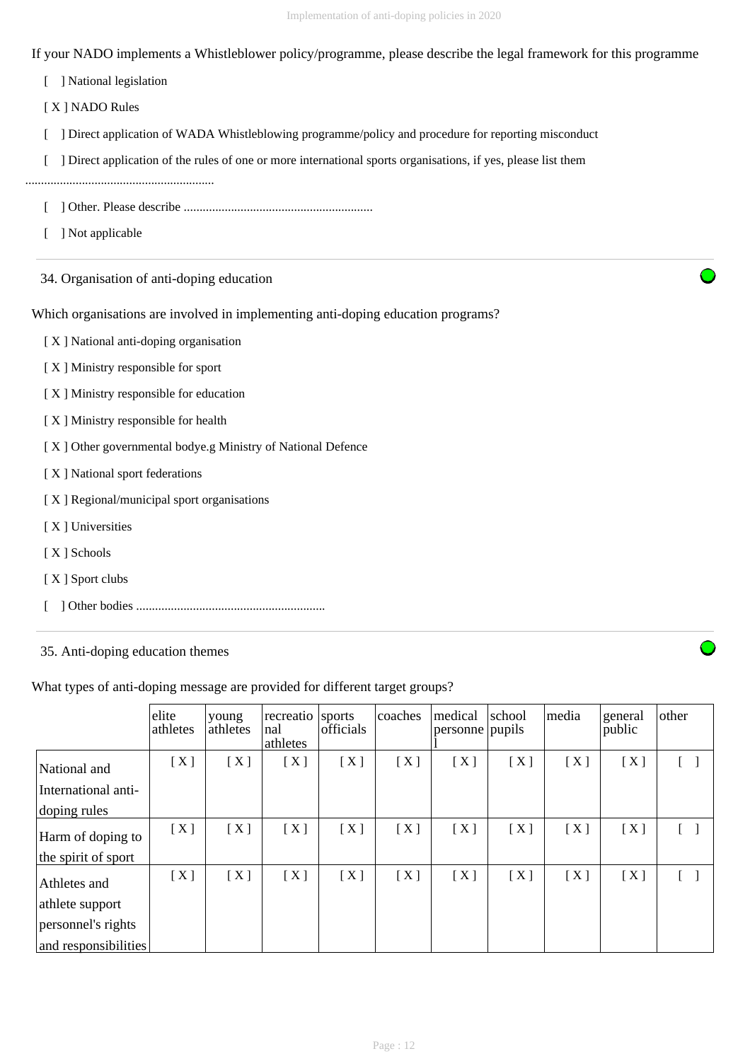If your NADO implements a Whistleblower policy/programme, please describe the legal framework for this programme

[ ] National legislation

[ X ] NADO Rules

[ ] Direct application of WADA Whistleblowing programme/policy and procedure for reporting misconduct

[ ] Direct application of the rules of one or more international sports organisations, if yes, please list them

............................................................

[ ] Other. Please describe ............................................................

[ ] Not applicable

## 34. Organisation of anti-doping education

Which organisations are involved in implementing anti-doping education programs?

[ X ] National anti-doping organisation

[ X ] Ministry responsible for sport

[ X ] Ministry responsible for education

[ X ] Ministry responsible for health

[ X ] Other governmental bodye.g Ministry of National Defence

[ X ] National sport federations

[ X ] Regional/municipal sport organisations

[ X ] Universities

[ X ] Schools

[ X ] Sport clubs

[ ] Other bodies ............................................................

## 35. Anti-doping education themes

What types of anti-doping message are provided for different target groups?

| | elite athletes | young athletes | recreational athletes | sports officials | coaches | medical personnel | school pupils | media | general public | other |
|---|---|---|---|---|---|---|---|---|---|---|
| National and International anti-doping rules | [ X ] | [ X ] | [ X ] | [ X ] | [ X ] | [ X ] | [ X ] | [ X ] | [ X ] | [ ] |
| Harm of doping to the spirit of sport | [ X ] | [ X ] | [ X ] | [ X ] | [ X ] | [ X ] | [ X ] | [ X ] | [ X ] | [ ] |
| Athletes and athlete support personnel's rights and responsibilities | [ X ] | [ X ] | [ X ] | [ X ] | [ X ] | [ X ] | [ X ] | [ X ] | [ X ] | [ ] |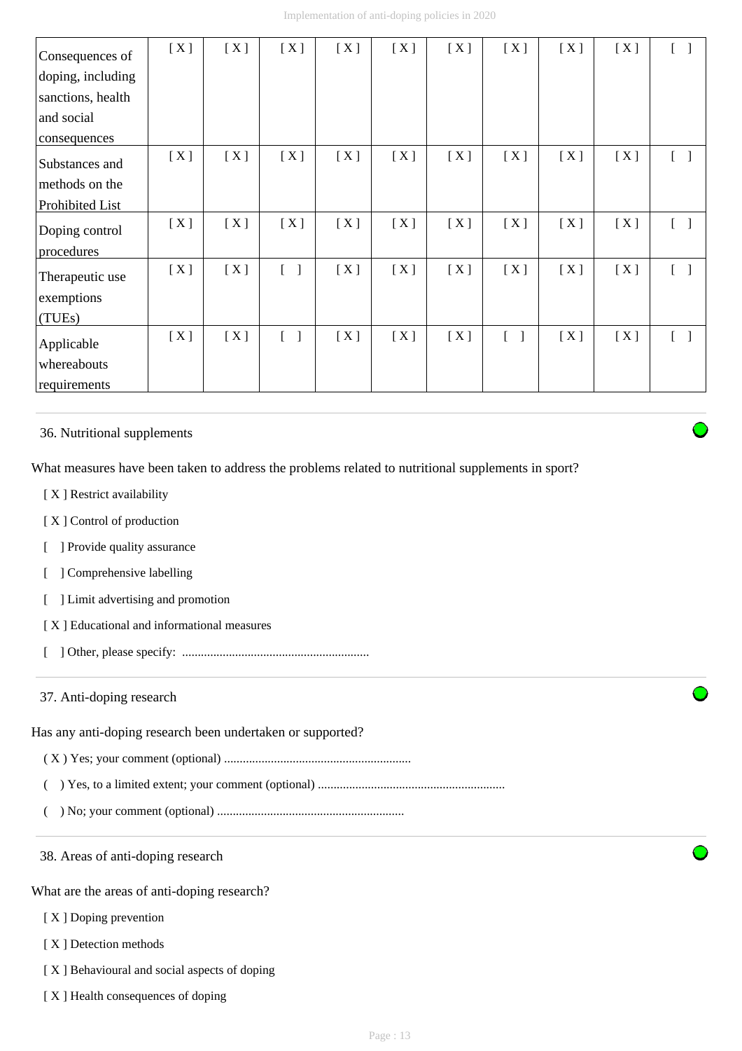| Consequences of doping, including sanctions, health and social consequences | [ X ] | [ X ] | [ X ] | [ X ] | [ X ] | [ X ] | [ X ] | [ X ] | [ X ] | [ ] |
|---|---|---|---|---|---|---|---|---|---|---|
| Substances and methods on the Prohibited List | [ X ] | [ X ] | [ X ] | [ X ] | [ X ] | [ X ] | [ X ] | [ X ] | [ X ] | [ ] |
| Doping control procedures | [ X ] | [ X ] | [ X ] | [ X ] | [ X ] | [ X ] | [ X ] | [ X ] | [ X ] | [ ] |
| Therapeutic use exemptions (TUEs) | [ X ] | [ X ] | [ ] | [ X ] | [ X ] | [ X ] | [ X ] | [ X ] | [ X ] | [ ] |
| Applicable whereabouts requirements | [ X ] | [ X ] | [ ] | [ X ] | [ X ] | [ X ] | [ ] | [ X ] | [ X ] | [ ] |

36. Nutritional supplements

What measures have been taken to address the problems related to nutritional supplements in sport?

[ X ] Restrict availability

[ X ] Control of production

[ ] Provide quality assurance

[ ] Comprehensive labelling

[ ] Limit advertising and promotion

[ X ] Educational and informational measures

[ ] Other, please specify: ...........................................................

37. Anti-doping research

Has any anti-doping research been undertaken or supported?

( X ) Yes; your comment (optional) ...........................................................

( ) Yes, to a limited extent; your comment (optional) ...........................................................

( ) No; your comment (optional) ...........................................................

38. Areas of anti-doping research

What are the areas of anti-doping research?

[ X ] Doping prevention

[ X ] Detection methods

[ X ] Behavioural and social aspects of doping

[ X ] Health consequences of doping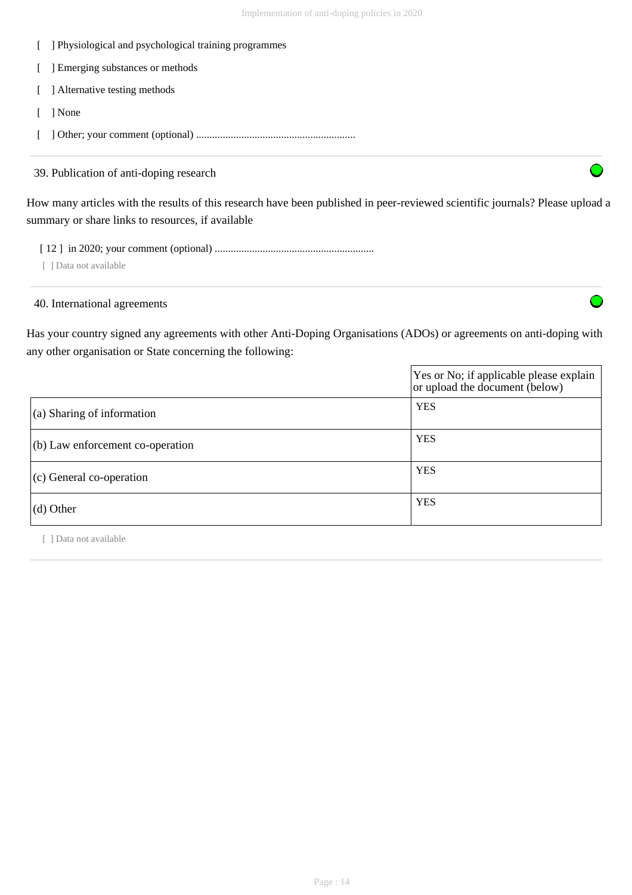[ ] Physiological and psychological training programmes

[ ] Emerging substances or methods

[ ] Alternative testing methods

[ ] None

[ ] Other; your comment (optional) ............................................................

39. Publication of anti-doping research

How many articles with the results of this research have been published in peer-reviewed scientific journals? Please upload a summary or share links to resources, if available

[ 12 ] in 2020; your comment (optional) ............................................................

[ ] Data not available

40. International agreements

Has your country signed any agreements with other Anti-Doping Organisations (ADOs) or agreements on anti-doping with any other organisation or State concerning the following:

| | Yes or No; if applicable please explain or upload the document (below) |
|---|---|
| (a) Sharing of information | YES |
| (b) Law enforcement co-operation | YES |
| (c) General co-operation | YES |
| (d) Other | YES |

[ ] Data not available